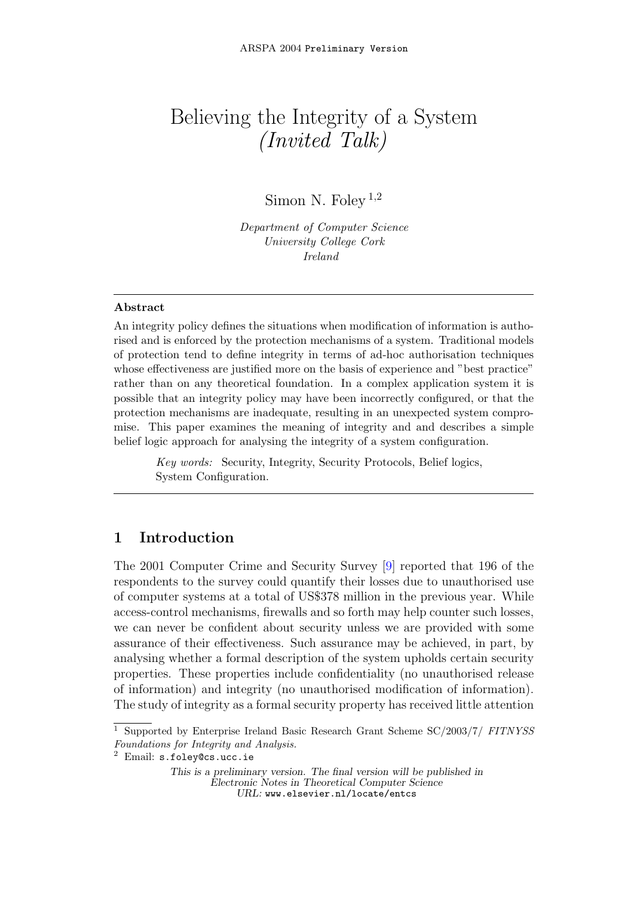# Believing the Integrity of a System
## *(Invited Talk)*

Simon N. Foley [1,2]

*Department of Computer Science*
*University College Cork*
*Ireland*

---

**Abstract**

An integrity policy defines the situations when modification of information is authorised and is enforced by the protection mechanisms of a system. Traditional models of protection tend to define integrity in terms of ad-hoc authorisation techniques whose effectiveness are justified more on the basis of experience and "best practice" rather than on any theoretical foundation. In a complex application system it is possible that an integrity policy may have been incorrectly configured, or that the protection mechanisms are inadequate, resulting in an unexpected system compromise. This paper examines the meaning of integrity and and describes a simple belief logic approach for analysing the integrity of a system configuration.

*Key words:* Security, Integrity, Security Protocols, Belief logics, System Configuration.

---

## 1 Introduction

The 2001 Computer Crime and Security Survey [9] reported that 196 of the respondents to the survey could quantify their losses due to unauthorised use of computer systems at a total of US$378 million in the previous year. While access-control mechanisms, firewalls and so forth may help counter such losses, we can never be confident about security unless we are provided with some assurance of their effectiveness. Such assurance may be achieved, in part, by analysing whether a formal description of the system upholds certain security properties. These properties include confidentiality (no unauthorised release of information) and integrity (no unauthorised modification of information). The study of integrity as a formal security property has received little attention

---

[1] Supported by Enterprise Ireland Basic Research Grant Scheme SC/2003/7/ *FITNYSS Foundations for Integrity and Analysis.*

[2] Email: s.foley@cs.ucc.ie

*This is a preliminary version. The final version will be published in Electronic Notes in Theoretical Computer Science*
*URL:* www.elsevier.nl/locate/entcs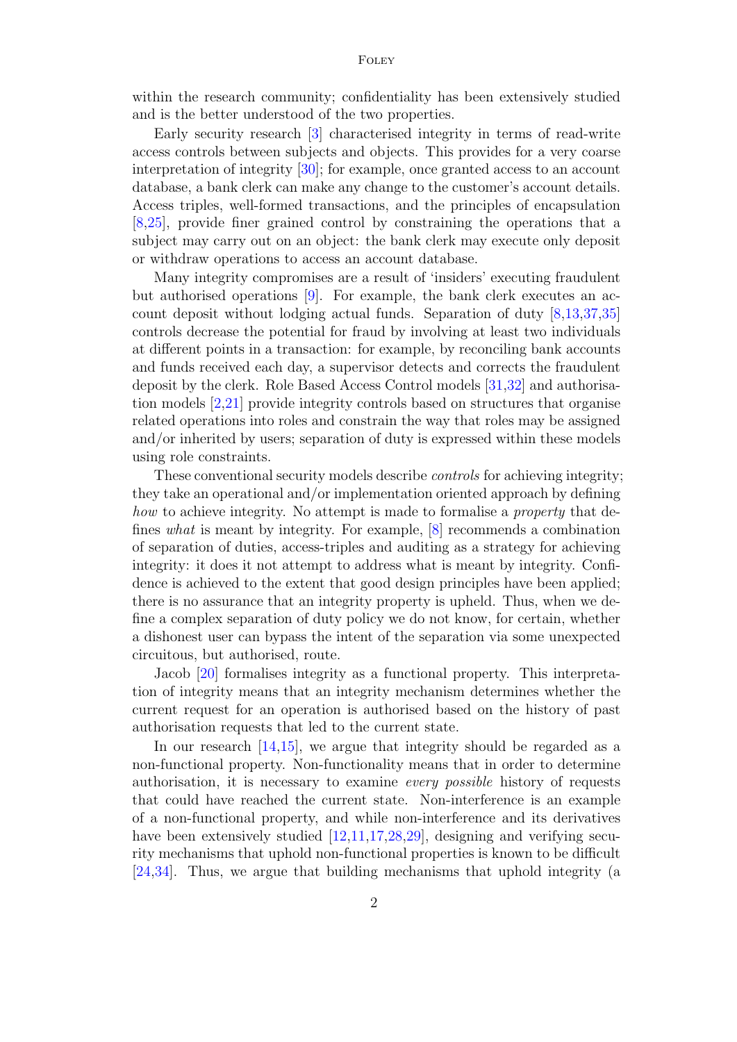within the research community; confidentiality has been extensively studied and is the better understood of the two properties.

Early security research [3] characterised integrity in terms of read-write access controls between subjects and objects. This provides for a very coarse interpretation of integrity [30]; for example, once granted access to an account database, a bank clerk can make any change to the customer's account details. Access triples, well-formed transactions, and the principles of encapsulation [8,25], provide finer grained control by constraining the operations that a subject may carry out on an object: the bank clerk may execute only deposit or withdraw operations to access an account database.

Many integrity compromises are a result of 'insiders' executing fraudulent but authorised operations [9]. For example, the bank clerk executes an account deposit without lodging actual funds. Separation of duty [8,13,37,35] controls decrease the potential for fraud by involving at least two individuals at different points in a transaction: for example, by reconciling bank accounts and funds received each day, a supervisor detects and corrects the fraudulent deposit by the clerk. Role Based Access Control models [31,32] and authorisation models [2,21] provide integrity controls based on structures that organise related operations into roles and constrain the way that roles may be assigned and/or inherited by users; separation of duty is expressed within these models using role constraints.

These conventional security models describe *controls* for achieving integrity; they take an operational and/or implementation oriented approach by defining *how* to achieve integrity. No attempt is made to formalise a *property* that defines *what* is meant by integrity. For example, [8] recommends a combination of separation of duties, access-triples and auditing as a strategy for achieving integrity: it does it not attempt to address what is meant by integrity. Confidence is achieved to the extent that good design principles have been applied; there is no assurance that an integrity property is upheld. Thus, when we define a complex separation of duty policy we do not know, for certain, whether a dishonest user can bypass the intent of the separation via some unexpected circuitous, but authorised, route.

Jacob [20] formalises integrity as a functional property. This interpretation of integrity means that an integrity mechanism determines whether the current request for an operation is authorised based on the history of past authorisation requests that led to the current state.

In our research [14,15], we argue that integrity should be regarded as a non-functional property. Non-functionality means that in order to determine authorisation, it is necessary to examine *every possible* history of requests that could have reached the current state. Non-interference is an example of a non-functional property, and while non-interference and its derivatives have been extensively studied [12,11,17,28,29], designing and verifying security mechanisms that uphold non-functional properties is known to be difficult [24,34]. Thus, we argue that building mechanisms that uphold integrity (a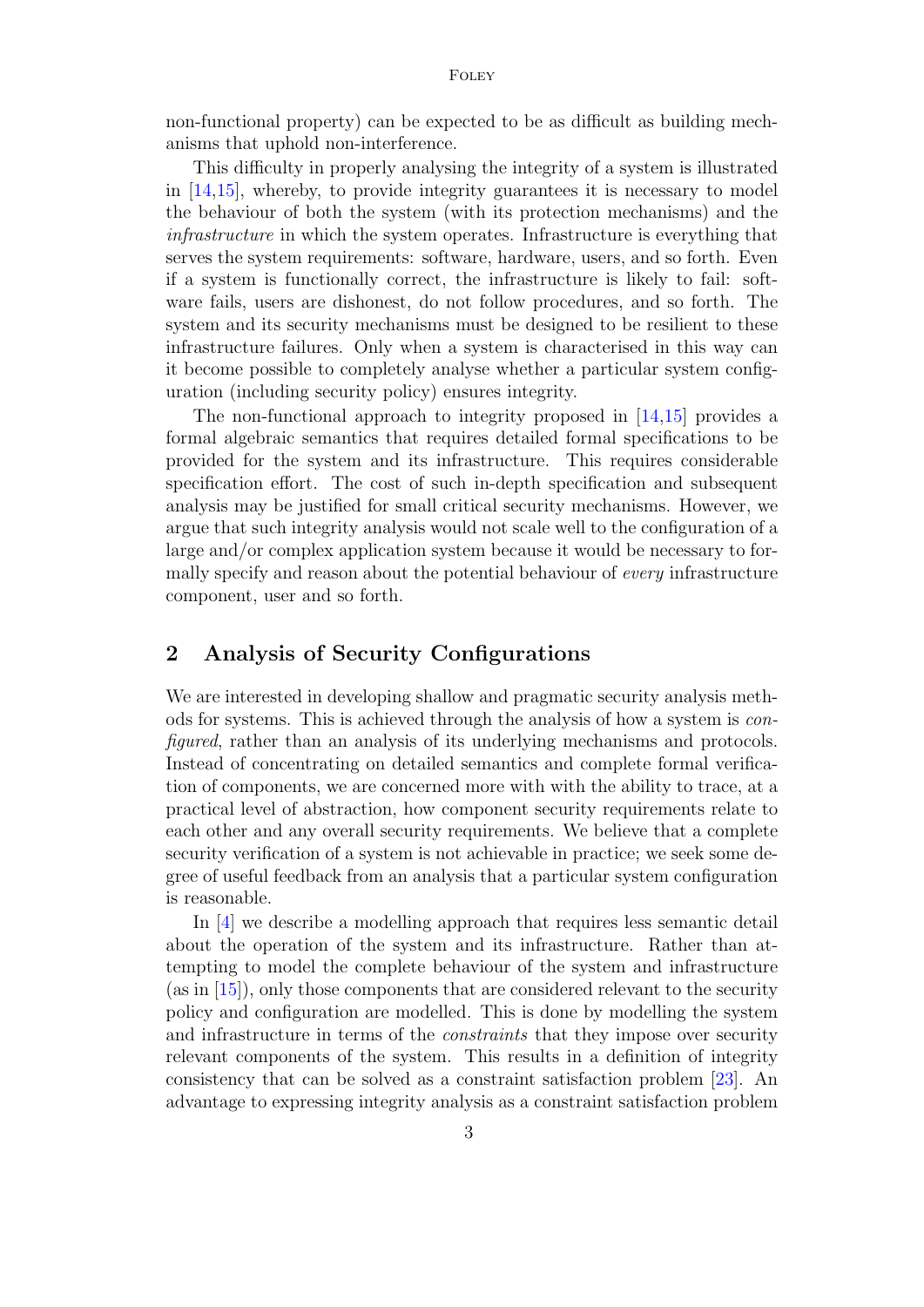non-functional property) can be expected to be as difficult as building mechanisms that uphold non-interference.

This difficulty in properly analysing the integrity of a system is illustrated in [14,15], whereby, to provide integrity guarantees it is necessary to model the behaviour of both the system (with its protection mechanisms) and the *infrastructure* in which the system operates. Infrastructure is everything that serves the system requirements: software, hardware, users, and so forth. Even if a system is functionally correct, the infrastructure is likely to fail: software fails, users are dishonest, do not follow procedures, and so forth. The system and its security mechanisms must be designed to be resilient to these infrastructure failures. Only when a system is characterised in this way can it become possible to completely analyse whether a particular system configuration (including security policy) ensures integrity.

The non-functional approach to integrity proposed in [14,15] provides a formal algebraic semantics that requires detailed formal specifications to be provided for the system and its infrastructure. This requires considerable specification effort. The cost of such in-depth specification and subsequent analysis may be justified for small critical security mechanisms. However, we argue that such integrity analysis would not scale well to the configuration of a large and/or complex application system because it would be necessary to formally specify and reason about the potential behaviour of *every* infrastructure component, user and so forth.

## 2 Analysis of Security Configurations

We are interested in developing shallow and pragmatic security analysis methods for systems. This is achieved through the analysis of how a system is *configured*, rather than an analysis of its underlying mechanisms and protocols. Instead of concentrating on detailed semantics and complete formal verification of components, we are concerned more with with the ability to trace, at a practical level of abstraction, how component security requirements relate to each other and any overall security requirements. We believe that a complete security verification of a system is not achievable in practice; we seek some degree of useful feedback from an analysis that a particular system configuration is reasonable.

In [4] we describe a modelling approach that requires less semantic detail about the operation of the system and its infrastructure. Rather than attempting to model the complete behaviour of the system and infrastructure (as in [15]), only those components that are considered relevant to the security policy and configuration are modelled. This is done by modelling the system and infrastructure in terms of the *constraints* that they impose over security relevant components of the system. This results in a definition of integrity consistency that can be solved as a constraint satisfaction problem [23]. An advantage to expressing integrity analysis as a constraint satisfaction problem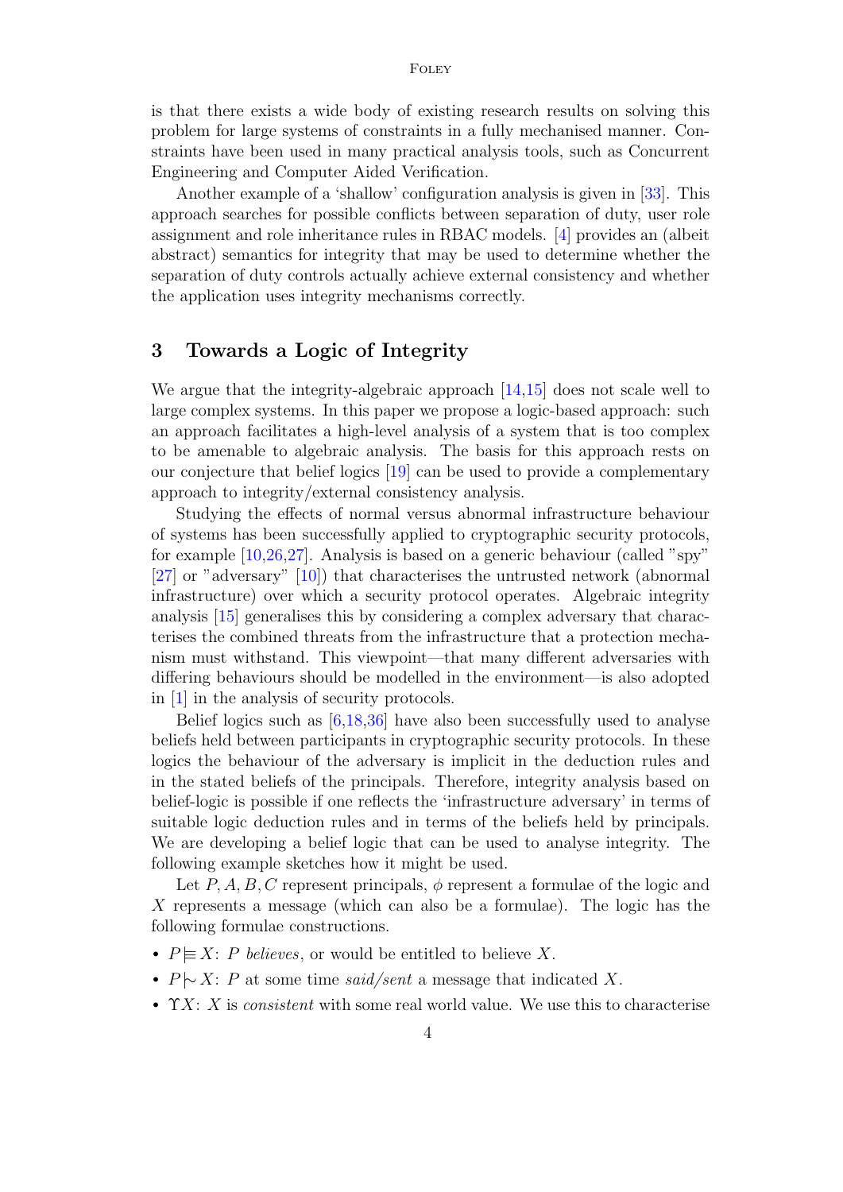is that there exists a wide body of existing research results on solving this problem for large systems of constraints in a fully mechanised manner. Constraints have been used in many practical analysis tools, such as Concurrent Engineering and Computer Aided Verification.

Another example of a 'shallow' configuration analysis is given in [33]. This approach searches for possible conflicts between separation of duty, user role assignment and role inheritance rules in RBAC models. [4] provides an (albeit abstract) semantics for integrity that may be used to determine whether the separation of duty controls actually achieve external consistency and whether the application uses integrity mechanisms correctly.

## 3 Towards a Logic of Integrity

We argue that the integrity-algebraic approach [14,15] does not scale well to large complex systems. In this paper we propose a logic-based approach: such an approach facilitates a high-level analysis of a system that is too complex to be amenable to algebraic analysis. The basis for this approach rests on our conjecture that belief logics [19] can be used to provide a complementary approach to integrity/external consistency analysis.

Studying the effects of normal versus abnormal infrastructure behaviour of systems has been successfully applied to cryptographic security protocols, for example [10,26,27]. Analysis is based on a generic behaviour (called "spy" [27] or "adversary" [10]) that characterises the untrusted network (abnormal infrastructure) over which a security protocol operates. Algebraic integrity analysis [15] generalises this by considering a complex adversary that characterises the combined threats from the infrastructure that a protection mechanism must withstand. This viewpoint—that many different adversaries with differing behaviours should be modelled in the environment—is also adopted in [1] in the analysis of security protocols.

Belief logics such as [6,18,36] have also been successfully used to analyse beliefs held between participants in cryptographic security protocols. In these logics the behaviour of the adversary is implicit in the deduction rules and in the stated beliefs of the principals. Therefore, integrity analysis based on belief-logic is possible if one reflects the 'infrastructure adversary' in terms of suitable logic deduction rules and in terms of the beliefs held by principals. We are developing a belief logic that can be used to analyse integrity. The following example sketches how it might be used.

Let $P, A, B, C$ represent principals, $\phi$ represent a formulae of the logic and $X$ represents a message (which can also be a formulae). The logic has the following formulae constructions.

- $P \models X$: $P$ *believes*, or would be entitled to believe $X$.
- $P \mid\!\sim X$: $P$ at some time *said/sent* a message that indicated $X$.
- $\Upsilon X$: $X$ is *consistent* with some real world value. We use this to characterise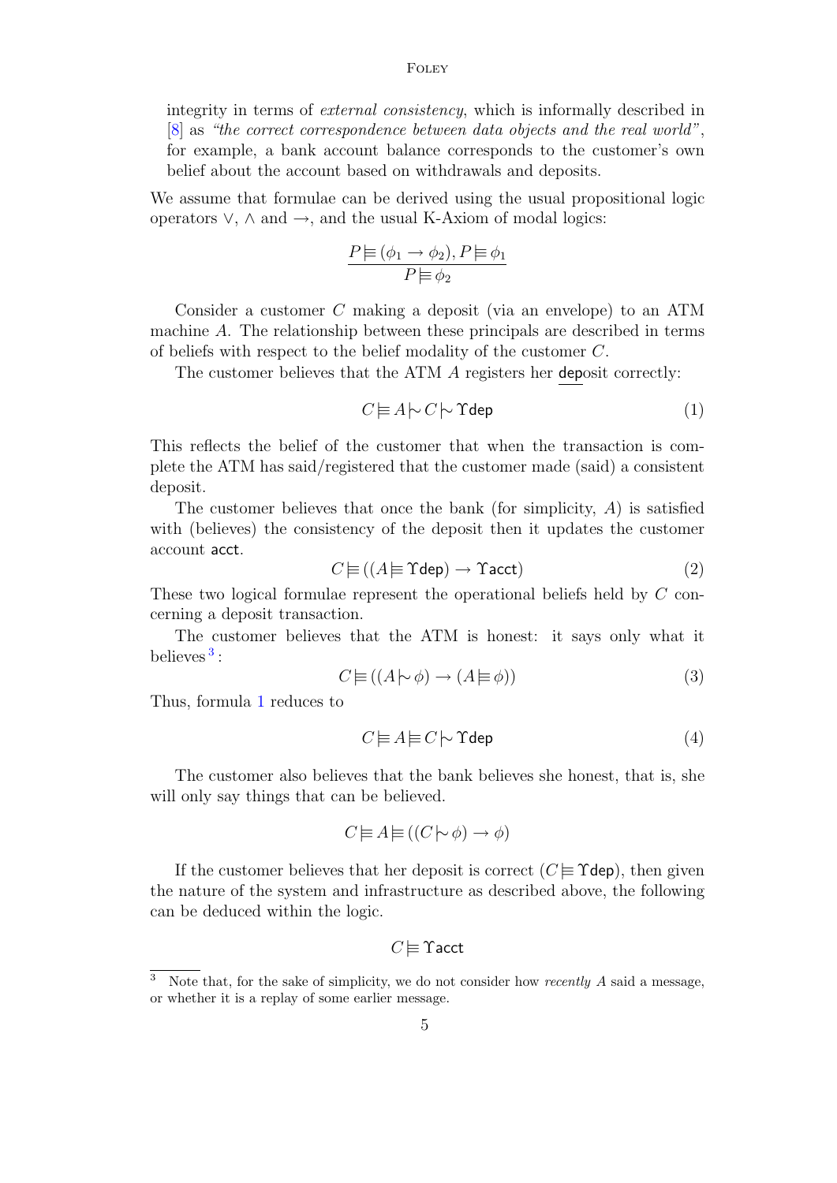integrity in terms of *external consistency*, which is informally described in [8] as *"the correct correspondence between data objects and the real world"*, for example, a bank account balance corresponds to the customer's own belief about the account based on withdrawals and deposits.

We assume that formulae can be derived using the usual propositional logic operators $\vee$, $\wedge$ and $\rightarrow$, and the usual K-Axiom of modal logics:

$$\frac{P \models (\phi_1 \rightarrow \phi_2), P \models \phi_1}{P \models \phi_2}$$

Consider a customer $C$ making a deposit (via an envelope) to an ATM machine $A$. The relationship between these principals are described in terms of beliefs with respect to the belief modality of the customer $C$.

The customer believes that the ATM $A$ registers her deposit correctly:

$$C \models A \mid\!\sim C \mid\!\sim \Upsilon \mathsf{dep} \tag{1}$$

This reflects the belief of the customer that when the transaction is complete the ATM has said/registered that the customer made (said) a consistent deposit.

The customer believes that once the bank (for simplicity, $A$) is satisfied with (believes) the consistency of the deposit then it updates the customer account $\mathsf{acct}$.

$$C \models ((A \models \Upsilon \mathsf{dep}) \rightarrow \Upsilon \mathsf{acct}) \tag{2}$$

These two logical formulae represent the operational beliefs held by $C$ concerning a deposit transaction.

The customer believes that the ATM is honest: it says only what it believes[3]:

$$C \models ((A \mid\!\sim \phi) \rightarrow (A \models \phi)) \tag{3}$$

Thus, formula 1 reduces to

$$C \models A \models C \mid\!\sim \Upsilon \mathsf{dep} \tag{4}$$

The customer also believes that the bank believes she honest, that is, she will only say things that can be believed.

$$C \models A \models ((C \mid\!\sim \phi) \rightarrow \phi)$$

If the customer believes that her deposit is correct ($C \models \Upsilon \mathsf{dep}$), then given the nature of the system and infrastructure as described above, the following can be deduced within the logic.

$$C \models \Upsilon \mathsf{acct}$$

[3] Note that, for the sake of simplicity, we do not consider how *recently* $A$ said a message, or whether it is a replay of some earlier message.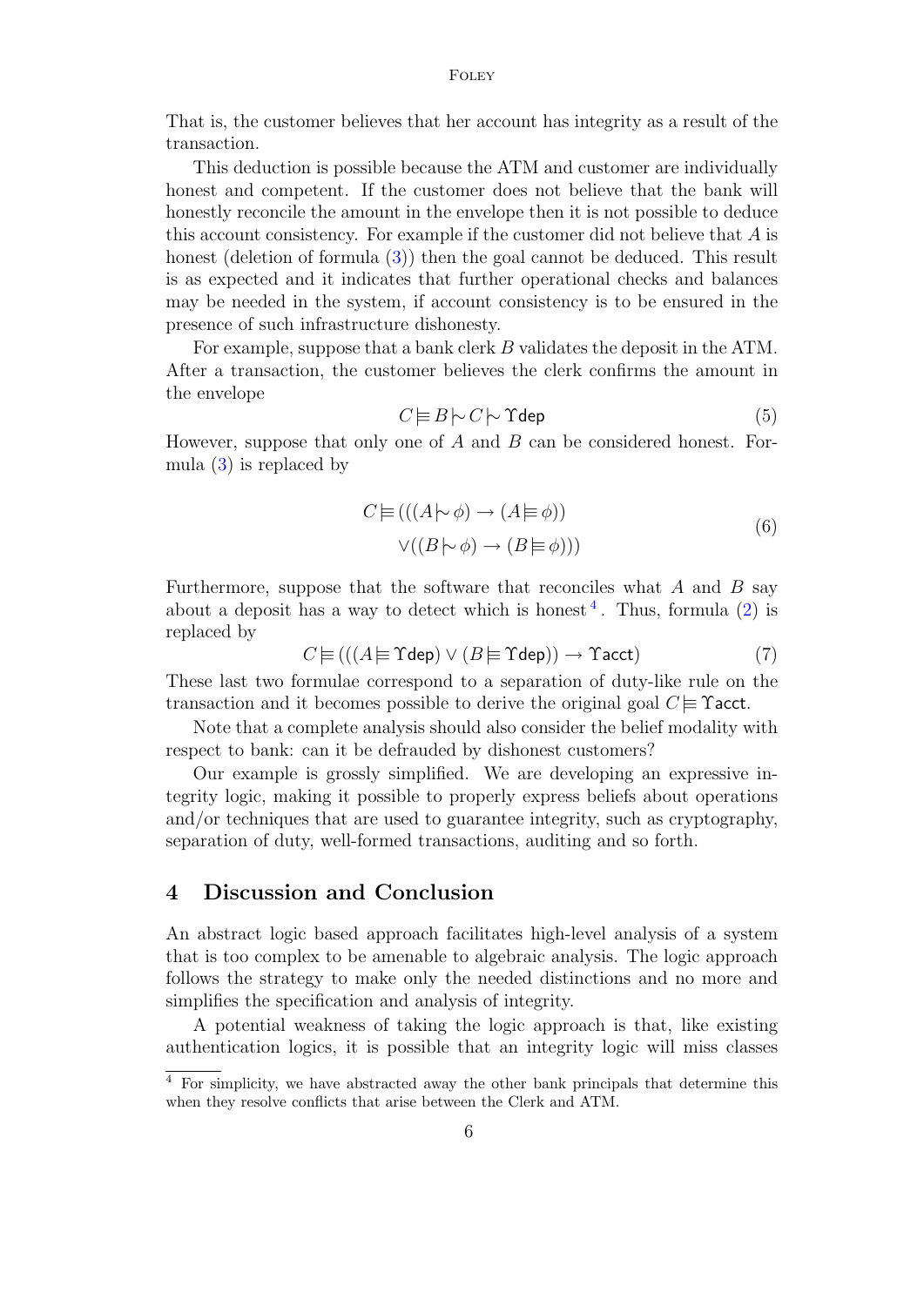That is, the customer believes that her account has integrity as a result of the transaction.

This deduction is possible because the ATM and customer are individually honest and competent. If the customer does not believe that the bank will honestly reconcile the amount in the envelope then it is not possible to deduce this account consistency. For example if the customer did not believe that $A$ is honest (deletion of formula (3)) then the goal cannot be deduced. This result is as expected and it indicates that further operational checks and balances may be needed in the system, if account consistency is to be ensured in the presence of such infrastructure dishonesty.

For example, suppose that a bank clerk $B$ validates the deposit in the ATM. After a transaction, the customer believes the clerk confirms the amount in the envelope

$$C \models B \mid\!\sim C \mid\!\sim \Upsilon\mathsf{dep} \tag{5}$$

However, suppose that only one of $A$ and $B$ can be considered honest. Formula (3) is replaced by

$$\begin{aligned} C \models (((A \mid\!\sim \phi) \rightarrow (A \models \phi)) \\ \vee((B \mid\!\sim \phi) \rightarrow (B \models \phi))) \end{aligned} \tag{6}$$

Furthermore, suppose that the software that reconciles what $A$ and $B$ say about a deposit has a way to detect which is honest [4]. Thus, formula (2) is replaced by

$$C \models (((A \models \Upsilon\mathsf{dep}) \vee (B \models \Upsilon\mathsf{dep})) \rightarrow \Upsilon\mathsf{acct}) \tag{7}$$

These last two formulae correspond to a separation of duty-like rule on the transaction and it becomes possible to derive the original goal $C \models \Upsilon\mathsf{acct}$.

Note that a complete analysis should also consider the belief modality with respect to bank: can it be defrauded by dishonest customers?

Our example is grossly simplified. We are developing an expressive integrity logic, making it possible to properly express beliefs about operations and/or techniques that are used to guarantee integrity, such as cryptography, separation of duty, well-formed transactions, auditing and so forth.

## 4 Discussion and Conclusion

An abstract logic based approach facilitates high-level analysis of a system that is too complex to be amenable to algebraic analysis. The logic approach follows the strategy to make only the needed distinctions and no more and simplifies the specification and analysis of integrity.

A potential weakness of taking the logic approach is that, like existing authentication logics, it is possible that an integrity logic will miss classes

[4] For simplicity, we have abstracted away the other bank principals that determine this when they resolve conflicts that arise between the Clerk and ATM.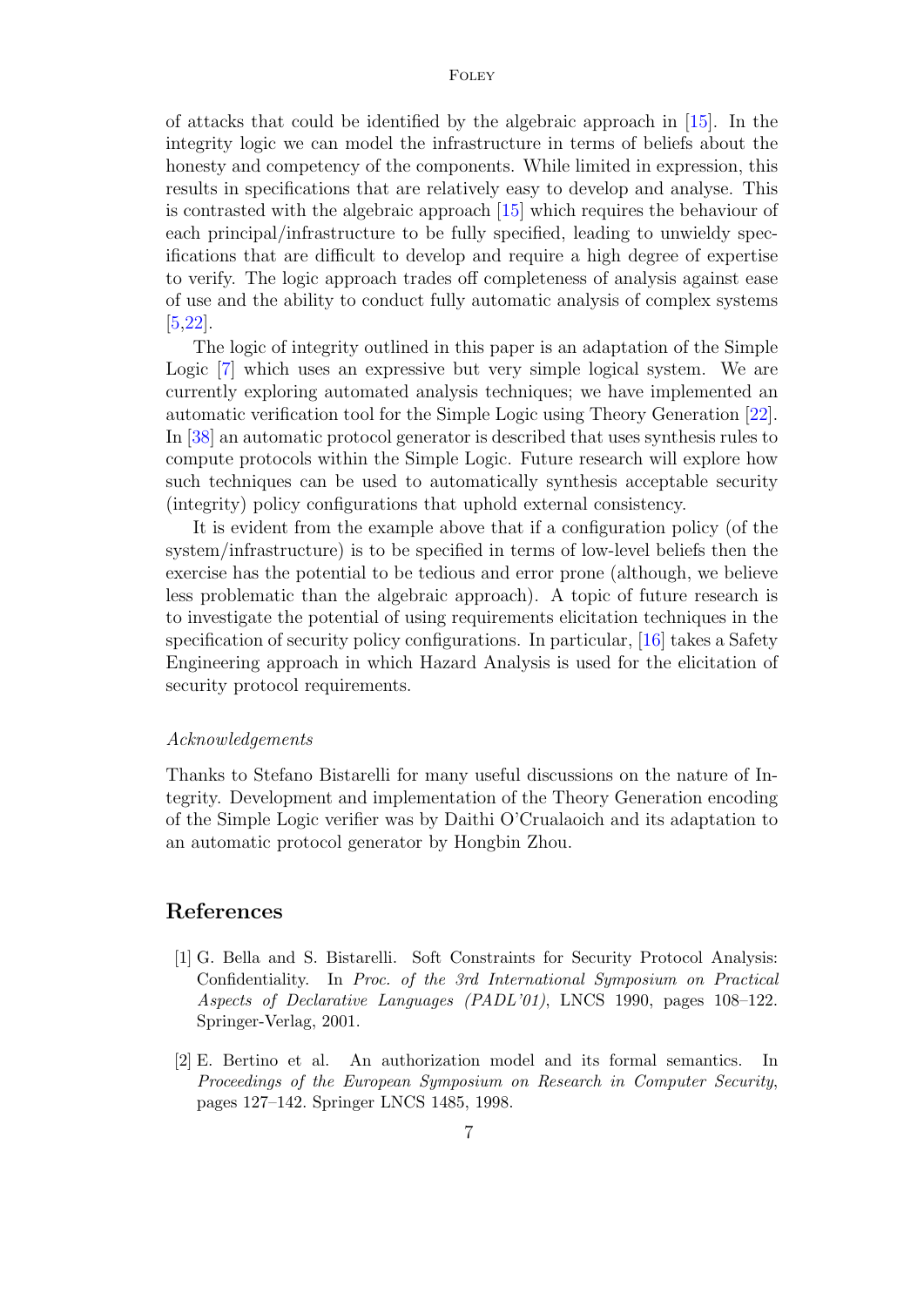of attacks that could be identified by the algebraic approach in [15]. In the integrity logic we can model the infrastructure in terms of beliefs about the honesty and competency of the components. While limited in expression, this results in specifications that are relatively easy to develop and analyse. This is contrasted with the algebraic approach [15] which requires the behaviour of each principal/infrastructure to be fully specified, leading to unwieldy specifications that are difficult to develop and require a high degree of expertise to verify. The logic approach trades off completeness of analysis against ease of use and the ability to conduct fully automatic analysis of complex systems [5,22].

The logic of integrity outlined in this paper is an adaptation of the Simple Logic [7] which uses an expressive but very simple logical system. We are currently exploring automated analysis techniques; we have implemented an automatic verification tool for the Simple Logic using Theory Generation [22]. In [38] an automatic protocol generator is described that uses synthesis rules to compute protocols within the Simple Logic. Future research will explore how such techniques can be used to automatically synthesis acceptable security (integrity) policy configurations that uphold external consistency.

It is evident from the example above that if a configuration policy (of the system/infrastructure) is to be specified in terms of low-level beliefs then the exercise has the potential to be tedious and error prone (although, we believe less problematic than the algebraic approach). A topic of future research is to investigate the potential of using requirements elicitation techniques in the specification of security policy configurations. In particular, [16] takes a Safety Engineering approach in which Hazard Analysis is used for the elicitation of security protocol requirements.

*Acknowledgements*

Thanks to Stefano Bistarelli for many useful discussions on the nature of Integrity. Development and implementation of the Theory Generation encoding of the Simple Logic verifier was by Daithi O'Crualaoich and its adaptation to an automatic protocol generator by Hongbin Zhou.

## References

[1] G. Bella and S. Bistarelli. Soft Constraints for Security Protocol Analysis: Confidentiality. In *Proc. of the 3rd International Symposium on Practical Aspects of Declarative Languages (PADL'01)*, LNCS 1990, pages 108–122. Springer-Verlag, 2001.

[2] E. Bertino et al. An authorization model and its formal semantics. In *Proceedings of the European Symposium on Research in Computer Security*, pages 127–142. Springer LNCS 1485, 1998.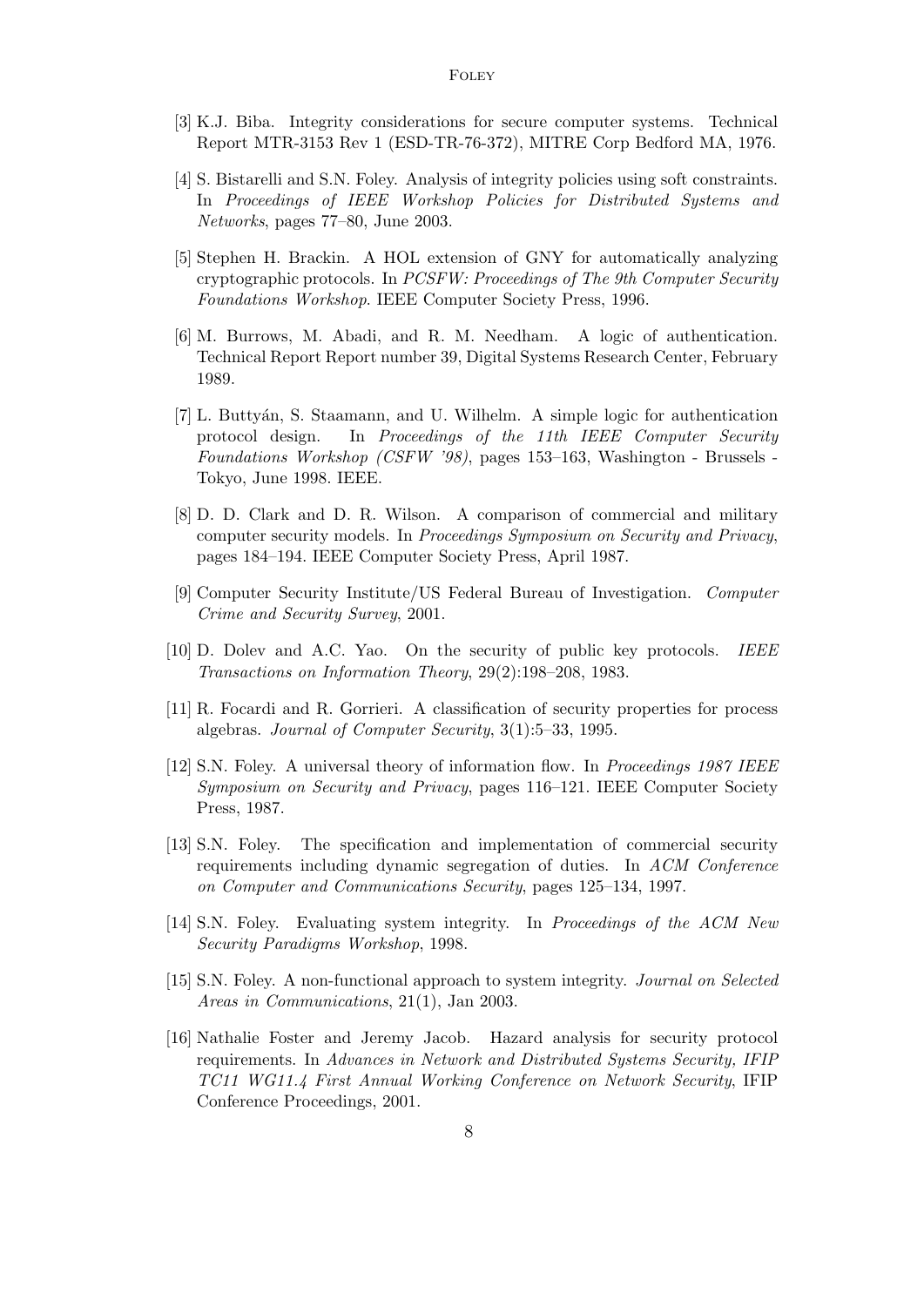[3] K.J. Biba. Integrity considerations for secure computer systems. Technical Report MTR-3153 Rev 1 (ESD-TR-76-372), MITRE Corp Bedford MA, 1976.

[4] S. Bistarelli and S.N. Foley. Analysis of integrity policies using soft constraints. In *Proceedings of IEEE Workshop Policies for Distributed Systems and Networks*, pages 77–80, June 2003.

[5] Stephen H. Brackin. A HOL extension of GNY for automatically analyzing cryptographic protocols. In *PCSFW: Proceedings of The 9th Computer Security Foundations Workshop*. IEEE Computer Society Press, 1996.

[6] M. Burrows, M. Abadi, and R. M. Needham. A logic of authentication. Technical Report Report number 39, Digital Systems Research Center, February 1989.

[7] L. Buttyán, S. Staamann, and U. Wilhelm. A simple logic for authentication protocol design. In *Proceedings of the 11th IEEE Computer Security Foundations Workshop (CSFW '98)*, pages 153–163, Washington - Brussels - Tokyo, June 1998. IEEE.

[8] D. D. Clark and D. R. Wilson. A comparison of commercial and military computer security models. In *Proceedings Symposium on Security and Privacy*, pages 184–194. IEEE Computer Society Press, April 1987.

[9] Computer Security Institute/US Federal Bureau of Investigation. *Computer Crime and Security Survey*, 2001.

[10] D. Dolev and A.C. Yao. On the security of public key protocols. *IEEE Transactions on Information Theory*, 29(2):198–208, 1983.

[11] R. Focardi and R. Gorrieri. A classification of security properties for process algebras. *Journal of Computer Security*, 3(1):5–33, 1995.

[12] S.N. Foley. A universal theory of information flow. In *Proceedings 1987 IEEE Symposium on Security and Privacy*, pages 116–121. IEEE Computer Society Press, 1987.

[13] S.N. Foley. The specification and implementation of commercial security requirements including dynamic segregation of duties. In *ACM Conference on Computer and Communications Security*, pages 125–134, 1997.

[14] S.N. Foley. Evaluating system integrity. In *Proceedings of the ACM New Security Paradigms Workshop*, 1998.

[15] S.N. Foley. A non-functional approach to system integrity. *Journal on Selected Areas in Communications*, 21(1), Jan 2003.

[16] Nathalie Foster and Jeremy Jacob. Hazard analysis for security protocol requirements. In *Advances in Network and Distributed Systems Security, IFIP TC11 WG11.4 First Annual Working Conference on Network Security*, IFIP Conference Proceedings, 2001.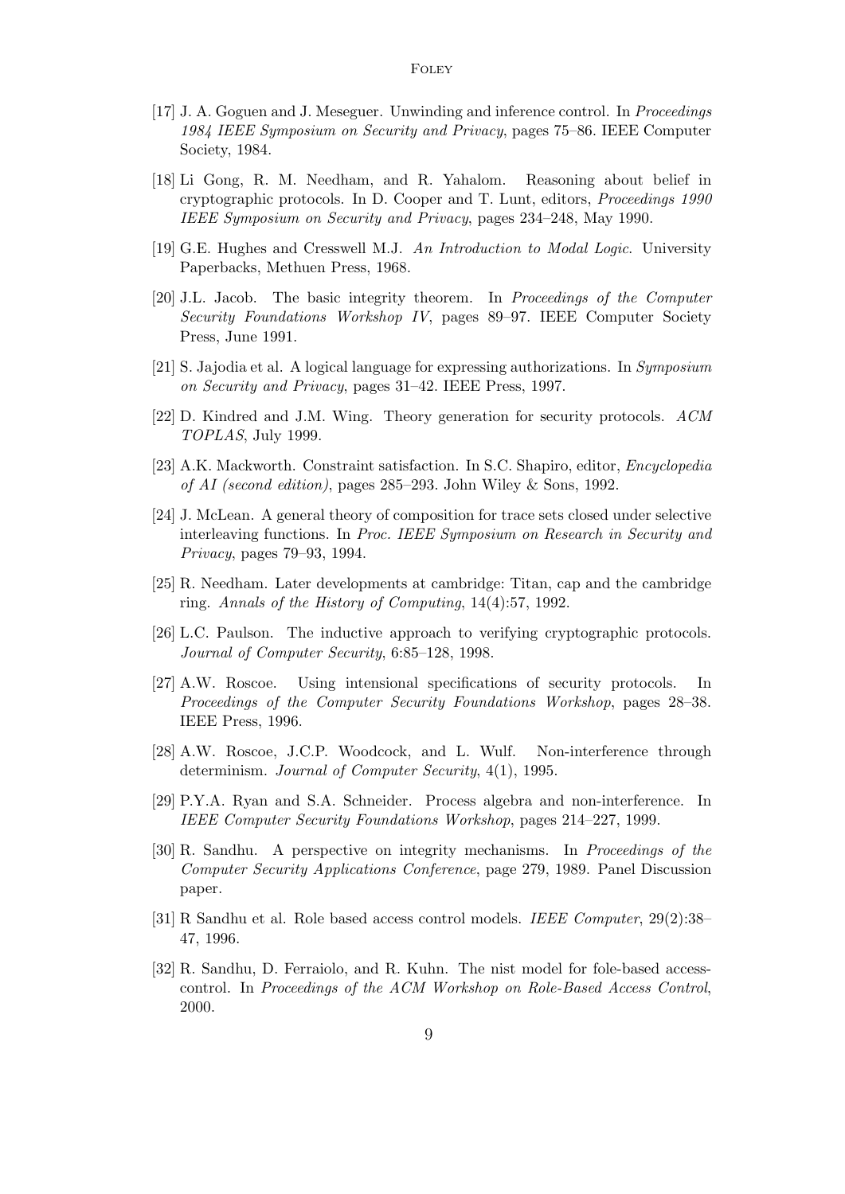[17] J. A. Goguen and J. Meseguer. Unwinding and inference control. In *Proceedings 1984 IEEE Symposium on Security and Privacy*, pages 75–86. IEEE Computer Society, 1984.

[18] Li Gong, R. M. Needham, and R. Yahalom. Reasoning about belief in cryptographic protocols. In D. Cooper and T. Lunt, editors, *Proceedings 1990 IEEE Symposium on Security and Privacy*, pages 234–248, May 1990.

[19] G.E. Hughes and Cresswell M.J. *An Introduction to Modal Logic*. University Paperbacks, Methuen Press, 1968.

[20] J.L. Jacob. The basic integrity theorem. In *Proceedings of the Computer Security Foundations Workshop IV*, pages 89–97. IEEE Computer Society Press, June 1991.

[21] S. Jajodia et al. A logical language for expressing authorizations. In *Symposium on Security and Privacy*, pages 31–42. IEEE Press, 1997.

[22] D. Kindred and J.M. Wing. Theory generation for security protocols. *ACM TOPLAS*, July 1999.

[23] A.K. Mackworth. Constraint satisfaction. In S.C. Shapiro, editor, *Encyclopedia of AI (second edition)*, pages 285–293. John Wiley & Sons, 1992.

[24] J. McLean. A general theory of composition for trace sets closed under selective interleaving functions. In *Proc. IEEE Symposium on Research in Security and Privacy*, pages 79–93, 1994.

[25] R. Needham. Later developments at cambridge: Titan, cap and the cambridge ring. *Annals of the History of Computing*, 14(4):57, 1992.

[26] L.C. Paulson. The inductive approach to verifying cryptographic protocols. *Journal of Computer Security*, 6:85–128, 1998.

[27] A.W. Roscoe. Using intensional specifications of security protocols. In *Proceedings of the Computer Security Foundations Workshop*, pages 28–38. IEEE Press, 1996.

[28] A.W. Roscoe, J.C.P. Woodcock, and L. Wulf. Non-interference through determinism. *Journal of Computer Security*, 4(1), 1995.

[29] P.Y.A. Ryan and S.A. Schneider. Process algebra and non-interference. In *IEEE Computer Security Foundations Workshop*, pages 214–227, 1999.

[30] R. Sandhu. A perspective on integrity mechanisms. In *Proceedings of the Computer Security Applications Conference*, page 279, 1989. Panel Discussion paper.

[31] R Sandhu et al. Role based access control models. *IEEE Computer*, 29(2):38–47, 1996.

[32] R. Sandhu, D. Ferraiolo, and R. Kuhn. The nist model for fole-based access-control. In *Proceedings of the ACM Workshop on Role-Based Access Control*, 2000.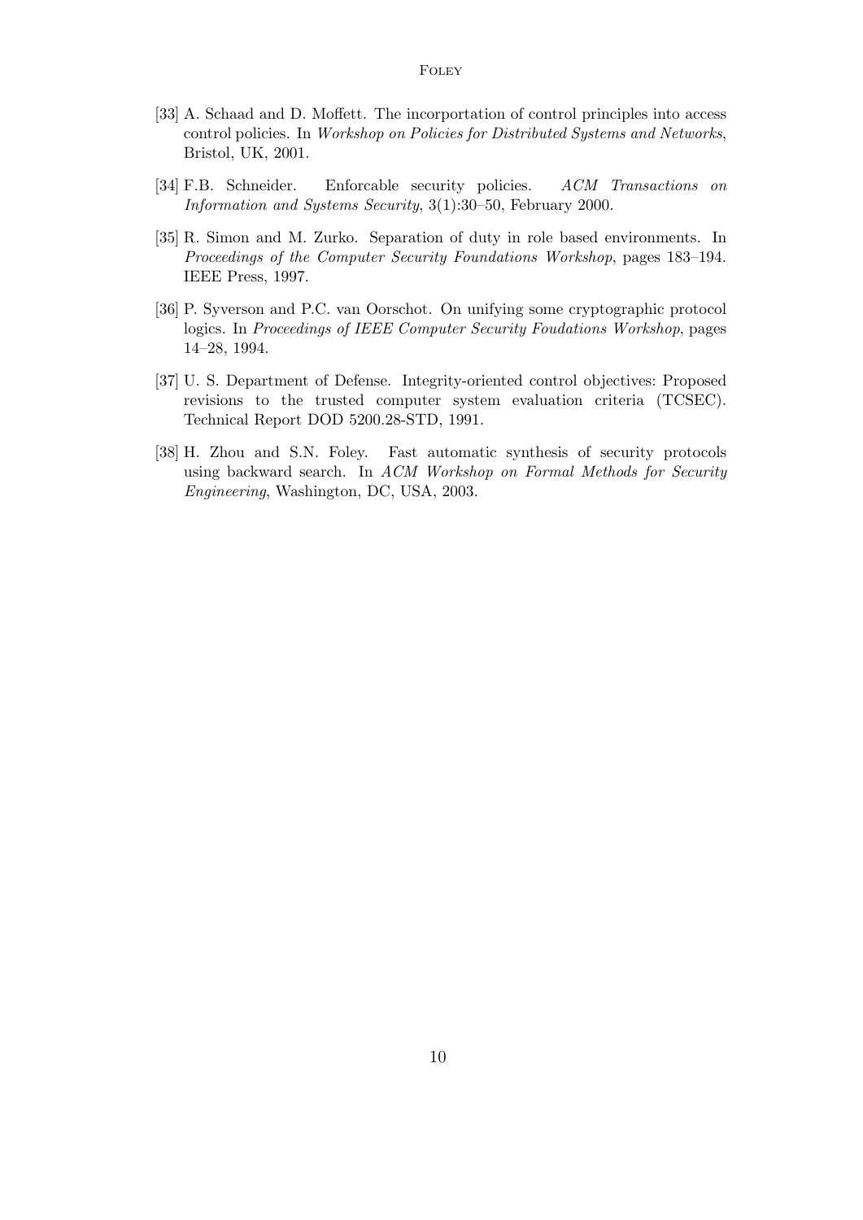[33] A. Schaad and D. Moffett. The incorporation of control principles into access control policies. In *Workshop on Policies for Distributed Systems and Networks*, Bristol, UK, 2001.

[34] F.B. Schneider. Enforcable security policies. *ACM Transactions on Information and Systems Security*, 3(1):30–50, February 2000.

[35] R. Simon and M. Zurko. Separation of duty in role based environments. In *Proceedings of the Computer Security Foundations Workshop*, pages 183–194. IEEE Press, 1997.

[36] P. Syverson and P.C. van Oorschot. On unifying some cryptographic protocol logics. In *Proceedings of IEEE Computer Security Foudations Workshop*, pages 14–28, 1994.

[37] U. S. Department of Defense. Integrity-oriented control objectives: Proposed revisions to the trusted computer system evaluation criteria (TCSEC). Technical Report DOD 5200.28-STD, 1991.

[38] H. Zhou and S.N. Foley. Fast automatic synthesis of security protocols using backward search. In *ACM Workshop on Formal Methods for Security Engineering*, Washington, DC, USA, 2003.